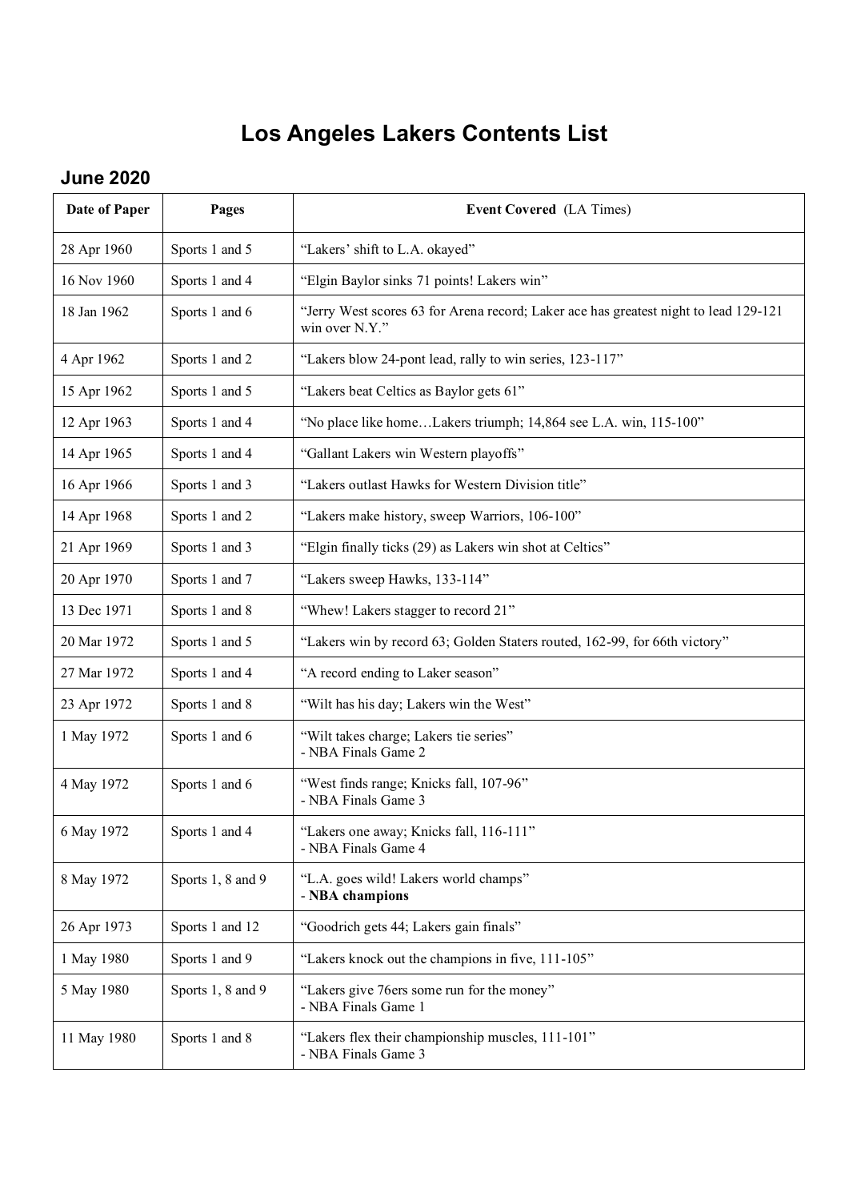# Los Angeles Lakers Contents List

## June 2020

| Date of Paper | Pages | Event Covered (LA Times) |
|---|---|---|
| 28 Apr 1960 | Sports 1 and 5 | “Lakers’ shift to L.A. okayed” |
| 16 Nov 1960 | Sports 1 and 4 | “Elgin Baylor sinks 71 points! Lakers win” |
| 18 Jan 1962 | Sports 1 and 6 | “Jerry West scores 63 for Arena record; Laker ace has greatest night to lead 129-121 win over N.Y.” |
| 4 Apr 1962 | Sports 1 and 2 | “Lakers blow 24-pont lead, rally to win series, 123-117” |
| 15 Apr 1962 | Sports 1 and 5 | “Lakers beat Celtics as Baylor gets 61” |
| 12 Apr 1963 | Sports 1 and 4 | “No place like home…Lakers triumph; 14,864 see L.A. win, 115-100” |
| 14 Apr 1965 | Sports 1 and 4 | “Gallant Lakers win Western playoffs” |
| 16 Apr 1966 | Sports 1 and 3 | “Lakers outlast Hawks for Western Division title” |
| 14 Apr 1968 | Sports 1 and 2 | “Lakers make history, sweep Warriors, 106-100” |
| 21 Apr 1969 | Sports 1 and 3 | “Elgin finally ticks (29) as Lakers win shot at Celtics” |
| 20 Apr 1970 | Sports 1 and 7 | “Lakers sweep Hawks, 133-114” |
| 13 Dec 1971 | Sports 1 and 8 | “Whew! Lakers stagger to record 21” |
| 20 Mar 1972 | Sports 1 and 5 | “Lakers win by record 63; Golden Staters routed, 162-99, for 66th victory” |
| 27 Mar 1972 | Sports 1 and 4 | “A record ending to Laker season” |
| 23 Apr 1972 | Sports 1 and 8 | “Wilt has his day; Lakers win the West” |
| 1 May 1972 | Sports 1 and 6 | “Wilt takes charge; Lakers tie series”<br>- NBA Finals Game 2 |
| 4 May 1972 | Sports 1 and 6 | “West finds range; Knicks fall, 107-96”<br>- NBA Finals Game 3 |
| 6 May 1972 | Sports 1 and 4 | “Lakers one away; Knicks fall, 116-111”<br>- NBA Finals Game 4 |
| 8 May 1972 | Sports 1, 8 and 9 | “L.A. goes wild! Lakers world champs”<br>- **NBA champions** |
| 26 Apr 1973 | Sports 1 and 12 | “Goodrich gets 44; Lakers gain finals” |
| 1 May 1980 | Sports 1 and 9 | “Lakers knock out the champions in five, 111-105” |
| 5 May 1980 | Sports 1, 8 and 9 | “Lakers give 76ers some run for the money”<br>- NBA Finals Game 1 |
| 11 May 1980 | Sports 1 and 8 | “Lakers flex their championship muscles, 111-101”<br>- NBA Finals Game 3 |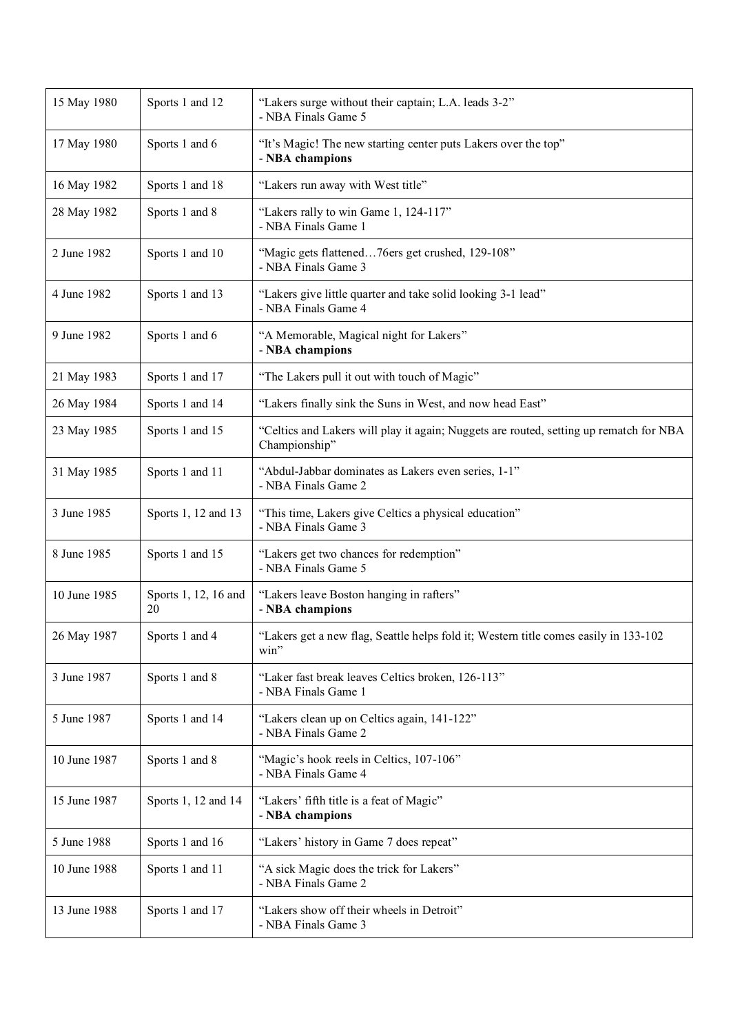| | | |
|---|---|---|
| 15 May 1980 | Sports 1 and 12 | "Lakers surge without their captain; L.A. leads 3-2"<br>- NBA Finals Game 5 |
| 17 May 1980 | Sports 1 and 6 | "It's Magic! The new starting center puts Lakers over the top"<br>- **NBA champions** |
| 16 May 1982 | Sports 1 and 18 | "Lakers run away with West title" |
| 28 May 1982 | Sports 1 and 8 | "Lakers rally to win Game 1, 124-117"<br>- NBA Finals Game 1 |
| 2 June 1982 | Sports 1 and 10 | "Magic gets flattened…76ers get crushed, 129-108"<br>- NBA Finals Game 3 |
| 4 June 1982 | Sports 1 and 13 | "Lakers give little quarter and take solid looking 3-1 lead"<br>- NBA Finals Game 4 |
| 9 June 1982 | Sports 1 and 6 | "A Memorable, Magical night for Lakers"<br>- **NBA champions** |
| 21 May 1983 | Sports 1 and 17 | "The Lakers pull it out with touch of Magic" |
| 26 May 1984 | Sports 1 and 14 | "Lakers finally sink the Suns in West, and now head East" |
| 23 May 1985 | Sports 1 and 15 | "Celtics and Lakers will play it again; Nuggets are routed, setting up rematch for NBA Championship" |
| 31 May 1985 | Sports 1 and 11 | "Abdul-Jabbar dominates as Lakers even series, 1-1"<br>- NBA Finals Game 2 |
| 3 June 1985 | Sports 1, 12 and 13 | "This time, Lakers give Celtics a physical education"<br>- NBA Finals Game 3 |
| 8 June 1985 | Sports 1 and 15 | "Lakers get two chances for redemption"<br>- NBA Finals Game 5 |
| 10 June 1985 | Sports 1, 12, 16 and 20 | "Lakers leave Boston hanging in rafters"<br>- **NBA champions** |
| 26 May 1987 | Sports 1 and 4 | "Lakers get a new flag, Seattle helps fold it; Western title comes easily in 133-102 win" |
| 3 June 1987 | Sports 1 and 8 | "Laker fast break leaves Celtics broken, 126-113"<br>- NBA Finals Game 1 |
| 5 June 1987 | Sports 1 and 14 | "Lakers clean up on Celtics again, 141-122"<br>- NBA Finals Game 2 |
| 10 June 1987 | Sports 1 and 8 | "Magic's hook reels in Celtics, 107-106"<br>- NBA Finals Game 4 |
| 15 June 1987 | Sports 1, 12 and 14 | "Lakers' fifth title is a feat of Magic"<br>- **NBA champions** |
| 5 June 1988 | Sports 1 and 16 | "Lakers' history in Game 7 does repeat" |
| 10 June 1988 | Sports 1 and 11 | "A sick Magic does the trick for Lakers"<br>- NBA Finals Game 2 |
| 13 June 1988 | Sports 1 and 17 | "Lakers show off their wheels in Detroit"<br>- NBA Finals Game 3 |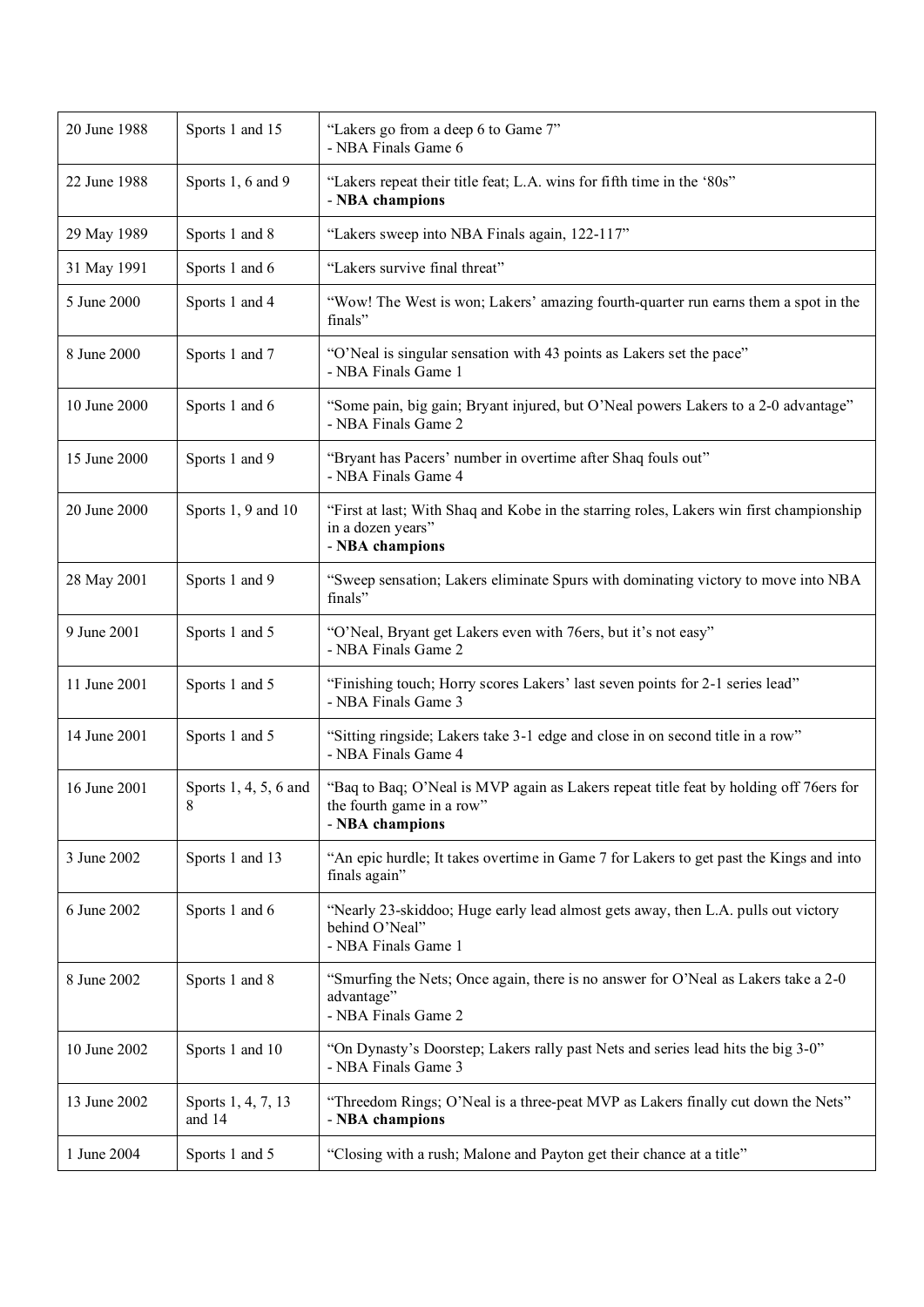| | | |
|---|---|---|
| 20 June 1988 | Sports 1 and 15 | "Lakers go from a deep 6 to Game 7"<br>- NBA Finals Game 6 |
| 22 June 1988 | Sports 1, 6 and 9 | "Lakers repeat their title feat; L.A. wins for fifth time in the '80s"<br>- **NBA champions** |
| 29 May 1989 | Sports 1 and 8 | "Lakers sweep into NBA Finals again, 122-117" |
| 31 May 1991 | Sports 1 and 6 | "Lakers survive final threat" |
| 5 June 2000 | Sports 1 and 4 | "Wow! The West is won; Lakers' amazing fourth-quarter run earns them a spot in the finals" |
| 8 June 2000 | Sports 1 and 7 | "O'Neal is singular sensation with 43 points as Lakers set the pace"<br>- NBA Finals Game 1 |
| 10 June 2000 | Sports 1 and 6 | "Some pain, big gain; Bryant injured, but O'Neal powers Lakers to a 2-0 advantage"<br>- NBA Finals Game 2 |
| 15 June 2000 | Sports 1 and 9 | "Bryant has Pacers' number in overtime after Shaq fouls out"<br>- NBA Finals Game 4 |
| 20 June 2000 | Sports 1, 9 and 10 | "First at last; With Shaq and Kobe in the starring roles, Lakers win first championship in a dozen years"<br>- **NBA champions** |
| 28 May 2001 | Sports 1 and 9 | "Sweep sensation; Lakers eliminate Spurs with dominating victory to move into NBA finals" |
| 9 June 2001 | Sports 1 and 5 | "O'Neal, Bryant get Lakers even with 76ers, but it's not easy"<br>- NBA Finals Game 2 |
| 11 June 2001 | Sports 1 and 5 | "Finishing touch; Horry scores Lakers' last seven points for 2-1 series lead"<br>- NBA Finals Game 3 |
| 14 June 2001 | Sports 1 and 5 | "Sitting ringside; Lakers take 3-1 edge and close in on second title in a row"<br>- NBA Finals Game 4 |
| 16 June 2001 | Sports 1, 4, 5, 6 and 8 | "Baq to Baq; O'Neal is MVP again as Lakers repeat title feat by holding off 76ers for the fourth game in a row"<br>- **NBA champions** |
| 3 June 2002 | Sports 1 and 13 | "An epic hurdle; It takes overtime in Game 7 for Lakers to get past the Kings and into finals again" |
| 6 June 2002 | Sports 1 and 6 | "Nearly 23-skiddoo; Huge early lead almost gets away, then L.A. pulls out victory behind O'Neal"<br>- NBA Finals Game 1 |
| 8 June 2002 | Sports 1 and 8 | "Smurfing the Nets; Once again, there is no answer for O'Neal as Lakers take a 2-0 advantage"<br>- NBA Finals Game 2 |
| 10 June 2002 | Sports 1 and 10 | "On Dynasty's Doorstep; Lakers rally past Nets and series lead hits the big 3-0"<br>- NBA Finals Game 3 |
| 13 June 2002 | Sports 1, 4, 7, 13 and 14 | "Threedom Rings; O'Neal is a three-peat MVP as Lakers finally cut down the Nets"<br>- **NBA champions** |
| 1 June 2004 | Sports 1 and 5 | "Closing with a rush; Malone and Payton get their chance at a title" |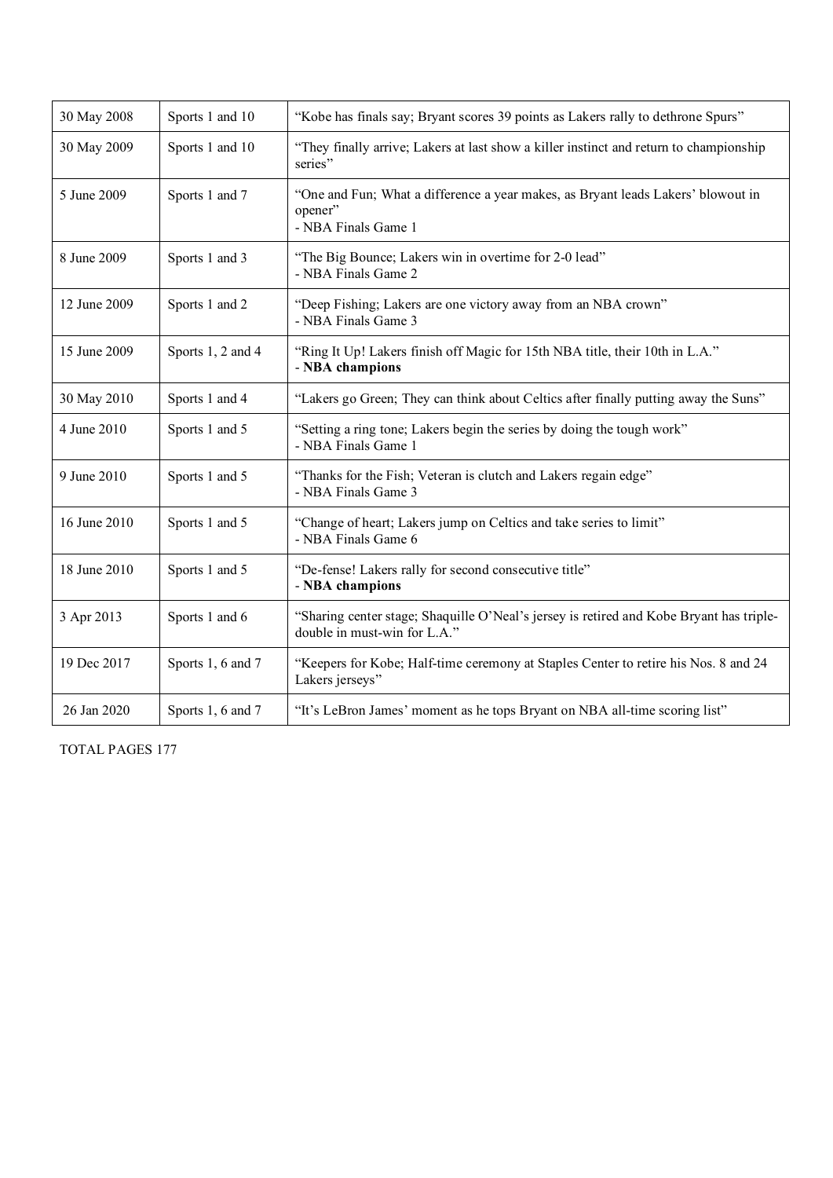| | | |
|---|---|---|
| 30 May 2008 | Sports 1 and 10 | "Kobe has finals say; Bryant scores 39 points as Lakers rally to dethrone Spurs" |
| 30 May 2009 | Sports 1 and 10 | "They finally arrive; Lakers at last show a killer instinct and return to championship series" |
| 5 June 2009 | Sports 1 and 7 | "One and Fun; What a difference a year makes, as Bryant leads Lakers' blowout in opener"<br>- NBA Finals Game 1 |
| 8 June 2009 | Sports 1 and 3 | "The Big Bounce; Lakers win in overtime for 2-0 lead"<br>- NBA Finals Game 2 |
| 12 June 2009 | Sports 1 and 2 | "Deep Fishing; Lakers are one victory away from an NBA crown"<br>- NBA Finals Game 3 |
| 15 June 2009 | Sports 1, 2 and 4 | "Ring It Up! Lakers finish off Magic for 15th NBA title, their 10th in L.A."<br>- **NBA champions** |
| 30 May 2010 | Sports 1 and 4 | "Lakers go Green; They can think about Celtics after finally putting away the Suns" |
| 4 June 2010 | Sports 1 and 5 | "Setting a ring tone; Lakers begin the series by doing the tough work"<br>- NBA Finals Game 1 |
| 9 June 2010 | Sports 1 and 5 | "Thanks for the Fish; Veteran is clutch and Lakers regain edge"<br>- NBA Finals Game 3 |
| 16 June 2010 | Sports 1 and 5 | "Change of heart; Lakers jump on Celtics and take series to limit"<br>- NBA Finals Game 6 |
| 18 June 2010 | Sports 1 and 5 | "De-fense! Lakers rally for second consecutive title"<br>- **NBA champions** |
| 3 Apr 2013 | Sports 1 and 6 | "Sharing center stage; Shaquille O'Neal's jersey is retired and Kobe Bryant has triple-double in must-win for L.A." |
| 19 Dec 2017 | Sports 1, 6 and 7 | "Keepers for Kobe; Half-time ceremony at Staples Center to retire his Nos. 8 and 24 Lakers jerseys" |
| 26 Jan 2020 | Sports 1, 6 and 7 | "It's LeBron James' moment as he tops Bryant on NBA all-time scoring list" |

TOTAL PAGES 177